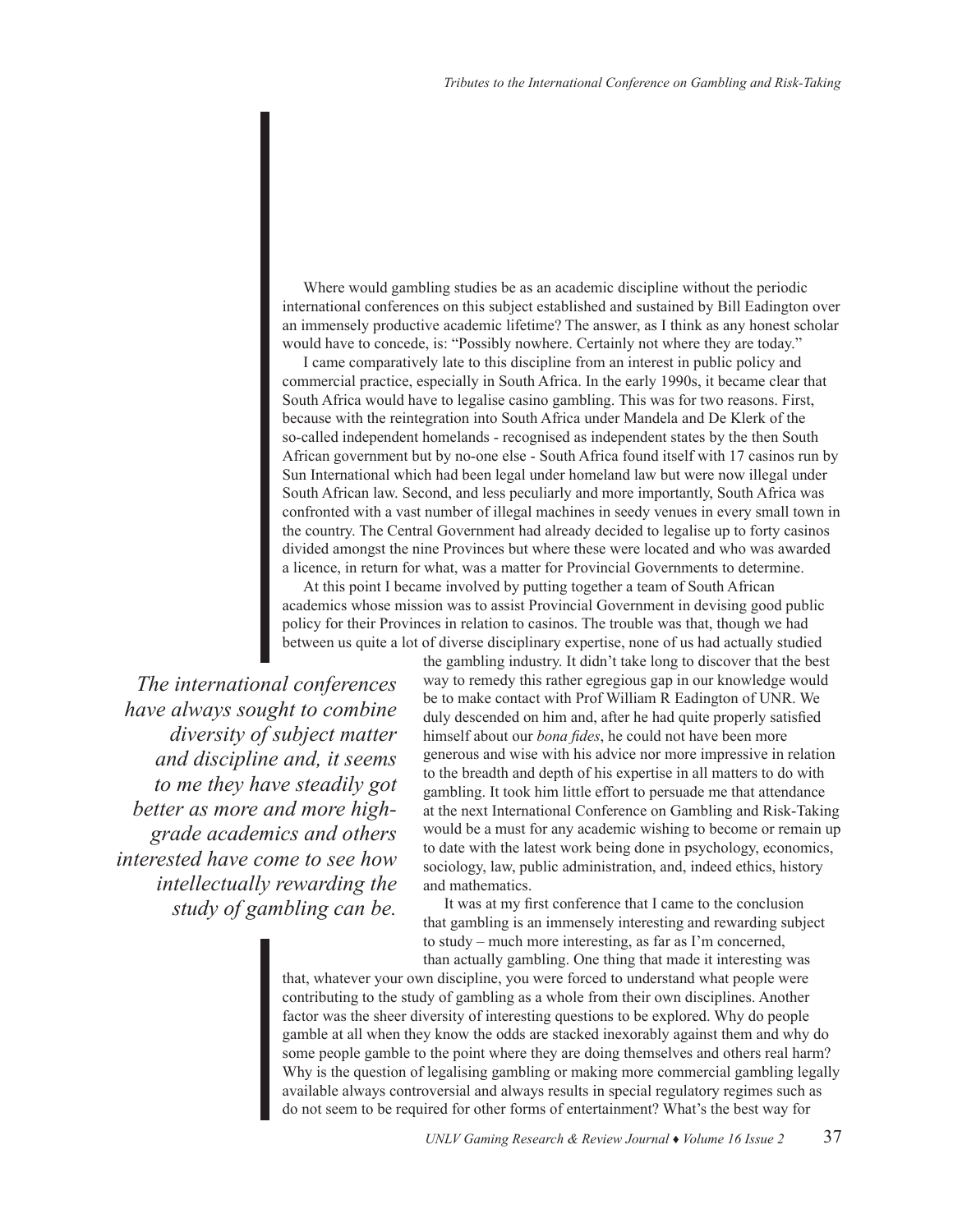Where would gambling studies be as an academic discipline without the periodic international conferences on this subject established and sustained by Bill Eadington over an immensely productive academic lifetime? The answer, as I think as any honest scholar would have to concede, is: "Possibly nowhere. Certainly not where they are today."

I came comparatively late to this discipline from an interest in public policy and commercial practice, especially in South Africa. In the early 1990s, it became clear that South Africa would have to legalise casino gambling. This was for two reasons. First, because with the reintegration into South Africa under Mandela and De Klerk of the so-called independent homelands - recognised as independent states by the then South African government but by no-one else - South Africa found itself with 17 casinos run by Sun International which had been legal under homeland law but were now illegal under South African law. Second, and less peculiarly and more importantly, South Africa was confronted with a vast number of illegal machines in seedy venues in every small town in the country. The Central Government had already decided to legalise up to forty casinos divided amongst the nine Provinces but where these were located and who was awarded a licence, in return for what, was a matter for Provincial Governments to determine.

At this point I became involved by putting together a team of South African academics whose mission was to assist Provincial Government in devising good public policy for their Provinces in relation to casinos. The trouble was that, though we had between us quite a lot of diverse disciplinary expertise, none of us had actually studied the gambling industry. It didn't take long to discover that the best way to remedy this rather egregious gap in our knowledge would be to make contact with Prof William R Eadington of UNR. We duly descended on him and, after he had quite properly satisfied himself about our *bona fides*, he could not have been more generous and wise with his advice nor more impressive in relation to the breadth and depth of his expertise in all matters to do with gambling. It took him little effort to persuade me that attendance at the next International Conference on Gambling and Risk-Taking would be a must for any academic wishing to become or remain up to date with the latest work being done in psychology, economics, sociology, law, public administration, and, indeed ethics, history and mathematics.

*The international conferences have always sought to combine diversity of subject matter and discipline and, it seems to me they have steadily got better as more and more high-grade academics and others interested have come to see how intellectually rewarding the study of gambling can be.*

It was at my first conference that I came to the conclusion that gambling is an immensely interesting and rewarding subject to study – much more interesting, as far as I'm concerned, than actually gambling. One thing that made it interesting was that, whatever your own discipline, you were forced to understand what people were contributing to the study of gambling as a whole from their own disciplines. Another factor was the sheer diversity of interesting questions to be explored. Why do people gamble at all when they know the odds are stacked inexorably against them and why do some people gamble to the point where they are doing themselves and others real harm? Why is the question of legalising gambling or making more commercial gambling legally available always controversial and always results in special regulatory regimes such as do not seem to be required for other forms of entertainment? What's the best way for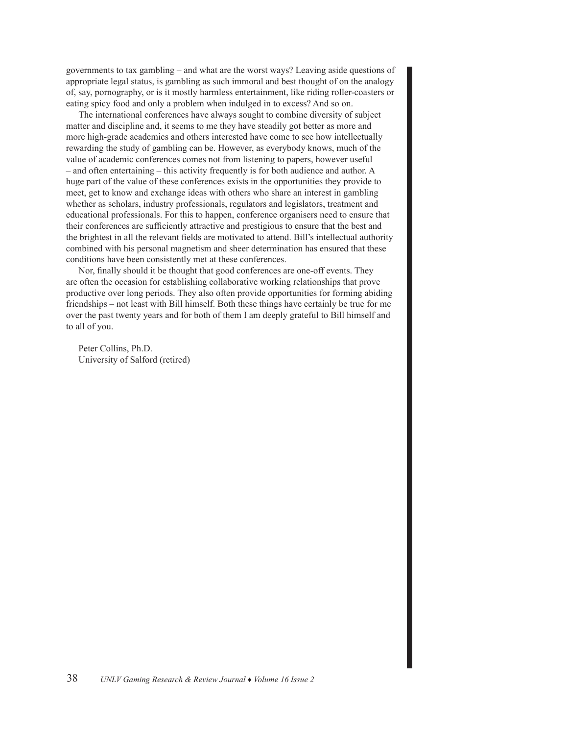governments to tax gambling – and what are the worst ways? Leaving aside questions of appropriate legal status, is gambling as such immoral and best thought of on the analogy of, say, pornography, or is it mostly harmless entertainment, like riding roller-coasters or eating spicy food and only a problem when indulged in to excess? And so on.

The international conferences have always sought to combine diversity of subject matter and discipline and, it seems to me they have steadily got better as more and more high-grade academics and others interested have come to see how intellectually rewarding the study of gambling can be. However, as everybody knows, much of the value of academic conferences comes not from listening to papers, however useful – and often entertaining – this activity frequently is for both audience and author. A huge part of the value of these conferences exists in the opportunities they provide to meet, get to know and exchange ideas with others who share an interest in gambling whether as scholars, industry professionals, regulators and legislators, treatment and educational professionals. For this to happen, conference organisers need to ensure that their conferences are sufficiently attractive and prestigious to ensure that the best and the brightest in all the relevant fields are motivated to attend. Bill's intellectual authority combined with his personal magnetism and sheer determination has ensured that these conditions have been consistently met at these conferences.

Nor, finally should it be thought that good conferences are one-off events. They are often the occasion for establishing collaborative working relationships that prove productive over long periods. They also often provide opportunities for forming abiding friendships – not least with Bill himself. Both these things have certainly be true for me over the past twenty years and for both of them I am deeply grateful to Bill himself and to all of you.

Peter Collins, Ph.D.
University of Salford (retired)